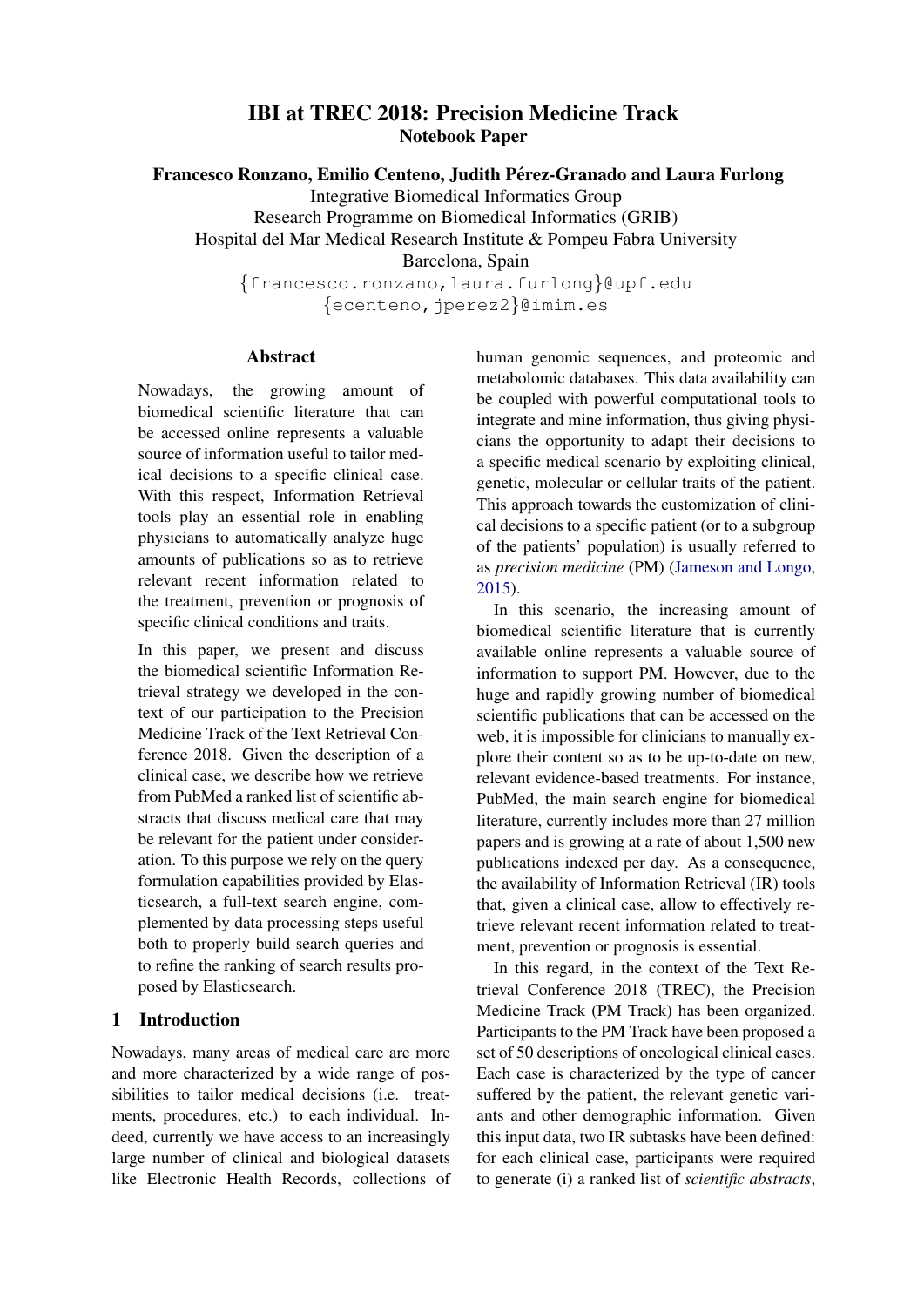# IBI at TREC 2018: Precision Medicine Track

**Notebook Paper**

**Francesco Ronzano, Emilio Centeno, Judith Pérez-Granado and Laura Furlong**

Integrative Biomedical Informatics Group
Research Programme on Biomedical Informatics (GRIB)
Hospital del Mar Medical Research Institute & Pompeu Fabra University
Barcelona, Spain

{francesco.ronzano,laura.furlong}@upf.edu
{ecenteno,jperez2}@imim.es

## Abstract

Nowadays, the growing amount of biomedical scientific literature that can be accessed online represents a valuable source of information useful to tailor medical decisions to a specific clinical case. With this respect, Information Retrieval tools play an essential role in enabling physicians to automatically analyze huge amounts of publications so as to retrieve relevant recent information related to the treatment, prevention or prognosis of specific clinical conditions and traits.

In this paper, we present and discuss the biomedical scientific Information Retrieval strategy we developed in the context of our participation to the Precision Medicine Track of the Text Retrieval Conference 2018. Given the description of a clinical case, we describe how we retrieve from PubMed a ranked list of scientific abstracts that discuss medical care that may be relevant for the patient under consideration. To this purpose we rely on the query formulation capabilities provided by Elasticsearch, a full-text search engine, complemented by data processing steps useful both to properly build search queries and to refine the ranking of search results proposed by Elasticsearch.

## 1 Introduction

Nowadays, many areas of medical care are more and more characterized by a wide range of possibilities to tailor medical decisions (i.e. treatments, procedures, etc.) to each individual. Indeed, currently we have access to an increasingly large number of clinical and biological datasets like Electronic Health Records, collections of human genomic sequences, and proteomic and metabolomic databases. This data availability can be coupled with powerful computational tools to integrate and mine information, thus giving physicians the opportunity to adapt their decisions to a specific medical scenario by exploiting clinical, genetic, molecular or cellular traits of the patient. This approach towards the customization of clinical decisions to a specific patient (or to a subgroup of the patients' population) is usually referred to as *precision medicine* (PM) (Jameson and Longo, 2015).

In this scenario, the increasing amount of biomedical scientific literature that is currently available online represents a valuable source of information to support PM. However, due to the huge and rapidly growing number of biomedical scientific publications that can be accessed on the web, it is impossible for clinicians to manually explore their content so as to be up-to-date on new, relevant evidence-based treatments. For instance, PubMed, the main search engine for biomedical literature, currently includes more than 27 million papers and is growing at a rate of about 1,500 new publications indexed per day. As a consequence, the availability of Information Retrieval (IR) tools that, given a clinical case, allow to effectively retrieve relevant recent information related to treatment, prevention or prognosis is essential.

In this regard, in the context of the Text Retrieval Conference 2018 (TREC), the Precision Medicine Track (PM Track) has been organized. Participants to the PM Track have been proposed a set of 50 descriptions of oncological clinical cases. Each case is characterized by the type of cancer suffered by the patient, the relevant genetic variants and other demographic information. Given this input data, two IR subtasks have been defined: for each clinical case, participants were required to generate (i) a ranked list of *scientific abstracts*,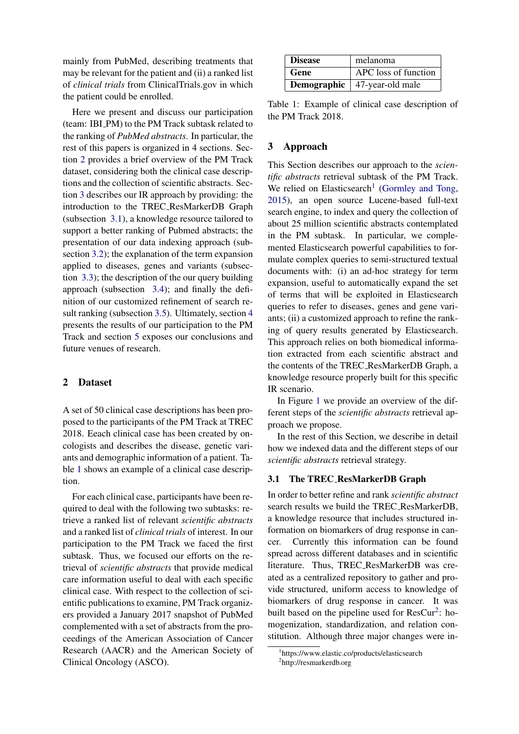mainly from PubMed, describing treatments that may be relevant for the patient and (ii) a ranked list of *clinical trials* from ClinicalTrials.gov in which the patient could be enrolled.

Here we present and discuss our participation (team: IBI_PM) to the PM Track subtask related to the ranking of *PubMed abstracts*. In particular, the rest of this papers is organized in 4 sections. Section 2 provides a brief overview of the PM Track dataset, considering both the clinical case descriptions and the collection of scientific abstracts. Section 3 describes our IR approach by providing: the introduction to the TREC_ResMarkerDB Graph (subsection 3.1), a knowledge resource tailored to support a better ranking of Pubmed abstracts; the presentation of our data indexing approach (subsection 3.2); the explanation of the term expansion applied to diseases, genes and variants (subsection 3.3); the description of the our query building approach (subsection 3.4); and finally the definition of our customized refinement of search result ranking (subsection 3.5). Ultimately, section 4 presents the results of our participation to the PM Track and section 5 exposes our conclusions and future venues of research.

## 2 Dataset

A set of 50 clinical case descriptions has been proposed to the participants of the PM Track at TREC 2018. Each clinical case has been created by oncologists and describes the disease, genetic variants and demographic information of a patient. Table 1 shows an example of a clinical case description.

| **Disease** | melanoma |
|---|---|
| **Gene** | APC loss of function |
| **Demographic** | 47-year-old male |

Table 1: Example of clinical case description of the PM Track 2018.

For each clinical case, participants have been required to deal with the following two subtasks: retrieve a ranked list of relevant *scientific abstracts* and a ranked list of *clinical trials* of interest. In our participation to the PM Track we faced the first subtask. Thus, we focused our efforts on the retrieval of *scientific abstracts* that provide medical care information useful to deal with each specific clinical case. With respect to the collection of scientific publications to examine, PM Track organizers provided a January 2017 snapshot of PubMed complemented with a set of abstracts from the proceedings of the American Association of Cancer Research (AACR) and the American Society of Clinical Oncology (ASCO).

## 3 Approach

This Section describes our approach to the *scientific abstracts* retrieval subtask of the PM Track. We relied on Elasticsearch[1] (Gormley and Tong, 2015), an open source Lucene-based full-text search engine, to index and query the collection of about 25 million scientific abstracts contemplated in the PM subtask. In particular, we complemented Elasticsearch powerful capabilities to formulate complex queries to semi-structured textual documents with: (i) an ad-hoc strategy for term expansion, useful to automatically expand the set of terms that will be exploited in Elasticsearch queries to refer to diseases, genes and gene variants; (ii) a customized approach to refine the ranking of query results generated by Elasticsearch. This approach relies on both biomedical information extracted from each scientific abstract and the contents of the TREC_ResMarkerDB Graph, a knowledge resource properly built for this specific IR scenario.

In Figure 1 we provide an overview of the different steps of the *scientific abstracts* retrieval approach we propose.

In the rest of this Section, we describe in detail how we indexed data and the different steps of our *scientific abstracts* retrieval strategy.

### 3.1 The TREC_ResMarkerDB Graph

In order to better refine and rank *scientific abstract* search results we build the TREC_ResMarkerDB, a knowledge resource that includes structured information on biomarkers of drug response in cancer. Currently this information can be found spread across different databases and in scientific literature. Thus, TREC_ResMarkerDB was created as a centralized repository to gather and provide structured, uniform access to knowledge of biomarkers of drug response in cancer. It was built based on the pipeline used for ResCur[2]: homogenization, standardization, and relation constitution. Although three major changes were in-

[1]https://www.elastic.co/products/elasticsearch

[2]http://resmarkerdb.org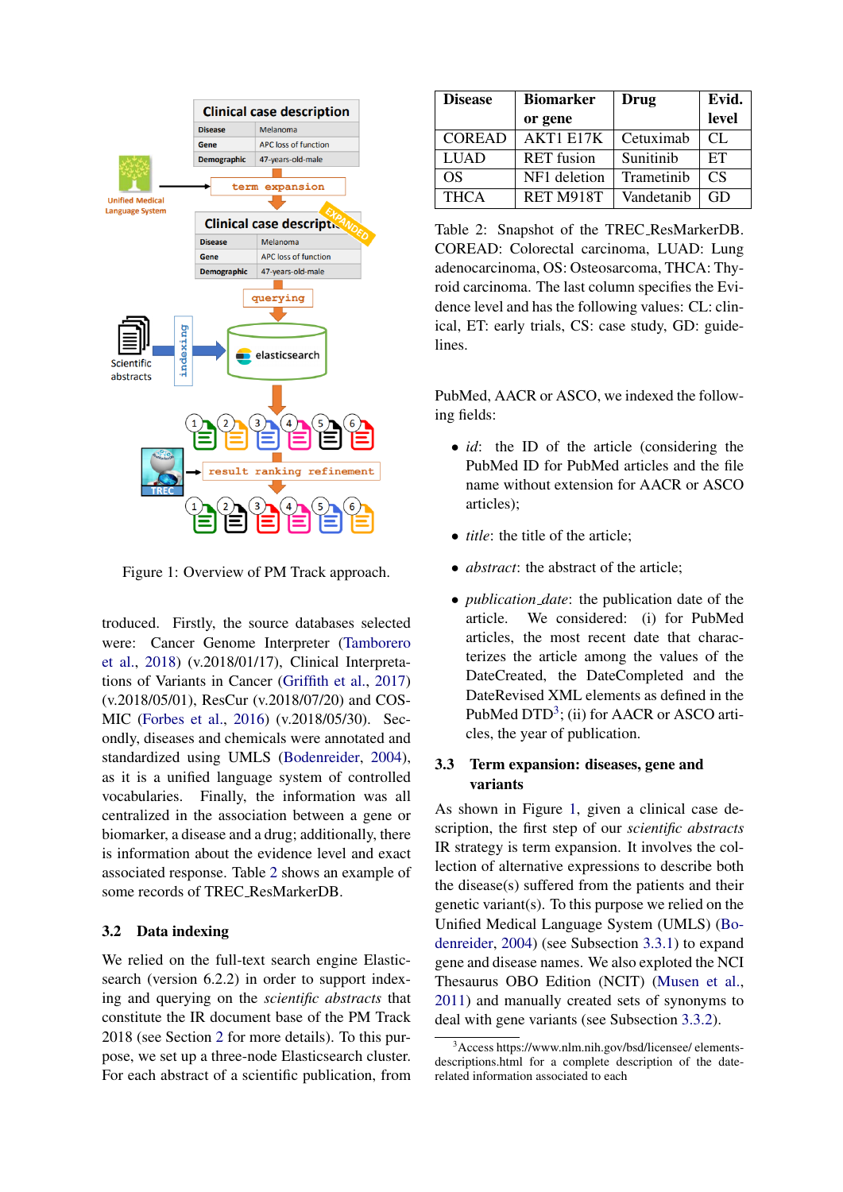Figure 1: Overview of PM Track approach.

troduced. Firstly, the source databases selected were: Cancer Genome Interpreter (Tamborero et al., 2018) (v.2018/01/17), Clinical Interpretations of Variants in Cancer (Griffith et al., 2017) (v.2018/05/01), ResCur (v.2018/07/20) and COSMIC (Forbes et al., 2016) (v.2018/05/30). Secondly, diseases and chemicals were annotated and standardized using UMLS (Bodenreider, 2004), as it is a unified language system of controlled vocabularies. Finally, the information was all centralized in the association between a gene or biomarker, a disease and a drug; additionally, there is information about the evidence level and exact associated response. Table 2 shows an example of some records of TREC_ResMarkerDB.

### 3.2 Data indexing

We relied on the full-text search engine Elasticsearch (version 6.2.2) in order to support indexing and querying on the *scientific abstracts* that constitute the IR document base of the PM Track 2018 (see Section 2 for more details). To this purpose, we set up a three-node Elasticsearch cluster. For each abstract of a scientific publication, from

| Disease | Biomarker or gene | Drug | Evid. level |
|---|---|---|---|
| COREAD | AKT1 E17K | Cetuximab | CL |
| LUAD | RET fusion | Sunitinib | ET |
| OS | NF1 deletion | Trametinib | CS |
| THCA | RET M918T | Vandetanib | GD |

Table 2: Snapshot of the TREC_ResMarkerDB. COREAD: Colorectal carcinoma, LUAD: Lung adenocarcinoma, OS: Osteosarcoma, THCA: Thyroid carcinoma. The last column specifies the Evidence level and has the following values: CL: clinical, ET: early trials, CS: case study, GD: guidelines.

PubMed, AACR or ASCO, we indexed the following fields:

- *id*: the ID of the article (considering the PubMed ID for PubMed articles and the file name without extension for AACR or ASCO articles);
- *title*: the title of the article;
- *abstract*: the abstract of the article;
- *publication_date*: the publication date of the article. We considered: (i) for PubMed articles, the most recent date that characterizes the article among the values of the DateCreated, the DateCompleted and the DateRevised XML elements as defined in the PubMed DTD[3]; (ii) for AACR or ASCO articles, the year of publication.

### 3.3 Term expansion: diseases, gene and variants

As shown in Figure 1, given a clinical case description, the first step of our *scientific abstracts* IR strategy is term expansion. It involves the collection of alternative expressions to describe both the disease(s) suffered from the patients and their genetic variant(s). To this purpose we relied on the Unified Medical Language System (UMLS) (Bodenreider, 2004) (see Subsection 3.3.1) to expand gene and disease names. We also exploited the NCI Thesaurus OBO Edition (NCIT) (Musen et al., 2011) and manually created sets of synonyms to deal with gene variants (see Subsection 3.3.2).

[3] Access https://www.nlm.nih.gov/bsd/licensee/ elements-descriptions.html for a complete description of the date-related information associated to each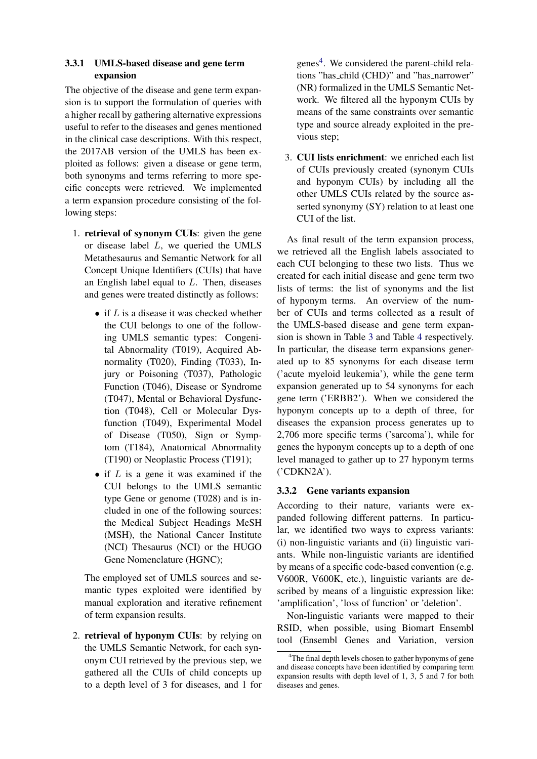### 3.3.1 UMLS-based disease and gene term expansion

The objective of the disease and gene term expansion is to support the formulation of queries with a higher recall by gathering alternative expressions useful to refer to the diseases and genes mentioned in the clinical case descriptions. With this respect, the 2017AB version of the UMLS has been exploited as follows: given a disease or gene term, both synonyms and terms referring to more specific concepts were retrieved. We implemented a term expansion procedure consisting of the following steps:

1. **retrieval of synonym CUIs**: given the gene or disease label $L$, we queried the UMLS Metathesaurus and Semantic Network for all Concept Unique Identifiers (CUIs) that have an English label equal to $L$. Then, diseases and genes were treated distinctly as follows:
   - if $L$ is a disease it was checked whether the CUI belongs to one of the following UMLS semantic types: Congenital Abnormality (T019), Acquired Abnormality (T020), Finding (T033), Injury or Poisoning (T037), Pathologic Function (T046), Disease or Syndrome (T047), Mental or Behavioral Dysfunction (T048), Cell or Molecular Dysfunction (T049), Experimental Model of Disease (T050), Sign or Symptom (T184), Anatomical Abnormality (T190) or Neoplastic Process (T191);
   - if $L$ is a gene it was examined if the CUI belongs to the UMLS semantic type Gene or genome (T028) and is included in one of the following sources: the Medical Subject Headings MeSH (MSH), the National Cancer Institute (NCI) Thesaurus (NCI) or the HUGO Gene Nomenclature (HGNC);

   The employed set of UMLS sources and semantic types exploited were identified by manual exploration and iterative refinement of term expansion results.

2. **retrieval of hyponym CUIs**: by relying on the UMLS Semantic Network, for each synonym CUI retrieved by the previous step, we gathered all the CUIs of child concepts up to a depth level of 3 for diseases, and 1 for genes[4]. We considered the parent-child relations "has_child (CHD)" and "has_narrower" (NR) formalized in the UMLS Semantic Network. We filtered all the hyponym CUIs by means of the same constraints over semantic type and source already exploited in the previous step;

3. **CUI lists enrichment**: we enriched each list of CUIs previously created (synonym CUIs and hyponym CUIs) by including all the other UMLS CUIs related by the source asserted synonymy (SY) relation to at least one CUI of the list.

As final result of the term expansion process, we retrieved all the English labels associated to each CUI belonging to these two lists. Thus we created for each initial disease and gene term two lists of terms: the list of synonyms and the list of hyponym terms. An overview of the number of CUIs and terms collected as a result of the UMLS-based disease and gene term expansion is shown in Table 3 and Table 4 respectively. In particular, the disease term expansions generated up to 85 synonyms for each disease term ('acute myeloid leukemia'), while the gene term expansion generated up to 54 synonyms for each gene term ('ERBB2'). When we considered the hyponym concepts up to a depth of three, for diseases the expansion process generates up to 2,706 more specific terms ('sarcoma'), while for genes the hyponym concepts up to a depth of one level managed to gather up to 27 hyponym terms ('CDKN2A').

### 3.3.2 Gene variants expansion

According to their nature, variants were expanded following different patterns. In particular, we identified two ways to express variants: (i) non-linguistic variants and (ii) linguistic variants. While non-linguistic variants are identified by means of a specific code-based convention (e.g. V600R, V600K, etc.), linguistic variants are described by means of a linguistic expression like: 'amplification', 'loss of function' or 'deletion'.

Non-linguistic variants were mapped to their RSID, when possible, using Biomart Ensembl tool (Ensembl Genes and Variation, version

[4] The final depth levels chosen to gather hyponyms of gene and disease concepts have been identified by comparing term expansion results with depth level of 1, 3, 5 and 7 for both diseases and genes.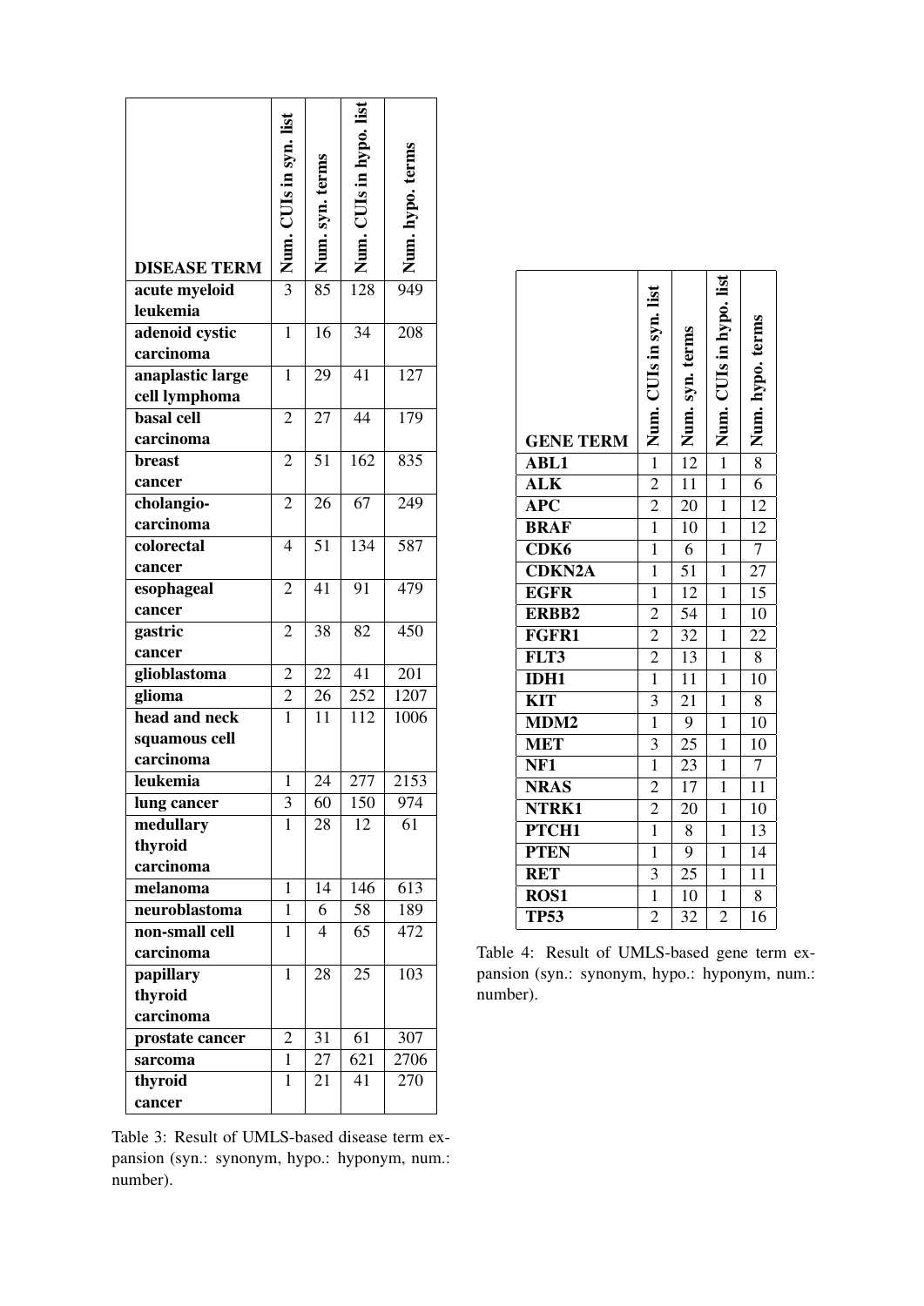| DISEASE TERM | Num. CUIs in syn. list | Num. syn. terms | Num. CUIs in hypo. list | Num. hypo. terms |
|---|---|---|---|---|
| acute myeloid leukemia | 3 | 85 | 128 | 949 |
| adenoid cystic carcinoma | 1 | 16 | 34 | 208 |
| anaplastic large cell lymphoma | 1 | 29 | 41 | 127 |
| basal cell carcinoma | 2 | 27 | 44 | 179 |
| breast cancer | 2 | 51 | 162 | 835 |
| cholangio-carcinoma | 2 | 26 | 67 | 249 |
| colorectal cancer | 4 | 51 | 134 | 587 |
| esophageal cancer | 2 | 41 | 91 | 479 |
| gastric cancer | 2 | 38 | 82 | 450 |
| glioblastoma | 2 | 22 | 41 | 201 |
| glioma | 2 | 26 | 252 | 1207 |
| head and neck squamous cell carcinoma | 1 | 11 | 112 | 1006 |
| leukemia | 1 | 24 | 277 | 2153 |
| lung cancer | 3 | 60 | 150 | 974 |
| medullary thyroid carcinoma | 1 | 28 | 12 | 61 |
| melanoma | 1 | 14 | 146 | 613 |
| neuroblastoma | 1 | 6 | 58 | 189 |
| non-small cell carcinoma | 1 | 4 | 65 | 472 |
| papillary thyroid carcinoma | 1 | 28 | 25 | 103 |
| prostate cancer | 2 | 31 | 61 | 307 |
| sarcoma | 1 | 27 | 621 | 2706 |
| thyroid cancer | 1 | 21 | 41 | 270 |

Table 3: Result of UMLS-based disease term expansion (syn.: synonym, hypo.: hyponym, num.: number).

| GENE TERM | Num. CUIs in syn. list | Num. syn. terms | Num. CUIs in hypo. list | Num. hypo. terms |
|---|---|---|---|---|
| ABL1 | 1 | 12 | 1 | 8 |
| ALK | 2 | 11 | 1 | 6 |
| APC | 2 | 20 | 1 | 12 |
| BRAF | 1 | 10 | 1 | 12 |
| CDK6 | 1 | 6 | 1 | 7 |
| CDKN2A | 1 | 51 | 1 | 27 |
| EGFR | 1 | 12 | 1 | 15 |
| ERBB2 | 2 | 54 | 1 | 10 |
| FGFR1 | 2 | 32 | 1 | 22 |
| FLT3 | 2 | 13 | 1 | 8 |
| IDH1 | 1 | 11 | 1 | 10 |
| KIT | 3 | 21 | 1 | 8 |
| MDM2 | 1 | 9 | 1 | 10 |
| MET | 3 | 25 | 1 | 10 |
| NF1 | 1 | 23 | 1 | 7 |
| NRAS | 2 | 17 | 1 | 11 |
| NTRK1 | 2 | 20 | 1 | 10 |
| PTCH1 | 1 | 8 | 1 | 13 |
| PTEN | 1 | 9 | 1 | 14 |
| RET | 3 | 25 | 1 | 11 |
| ROS1 | 1 | 10 | 1 | 8 |
| TP53 | 2 | 32 | 2 | 16 |

Table 4: Result of UMLS-based gene term expansion (syn.: synonym, hypo.: hyponym, num.: number).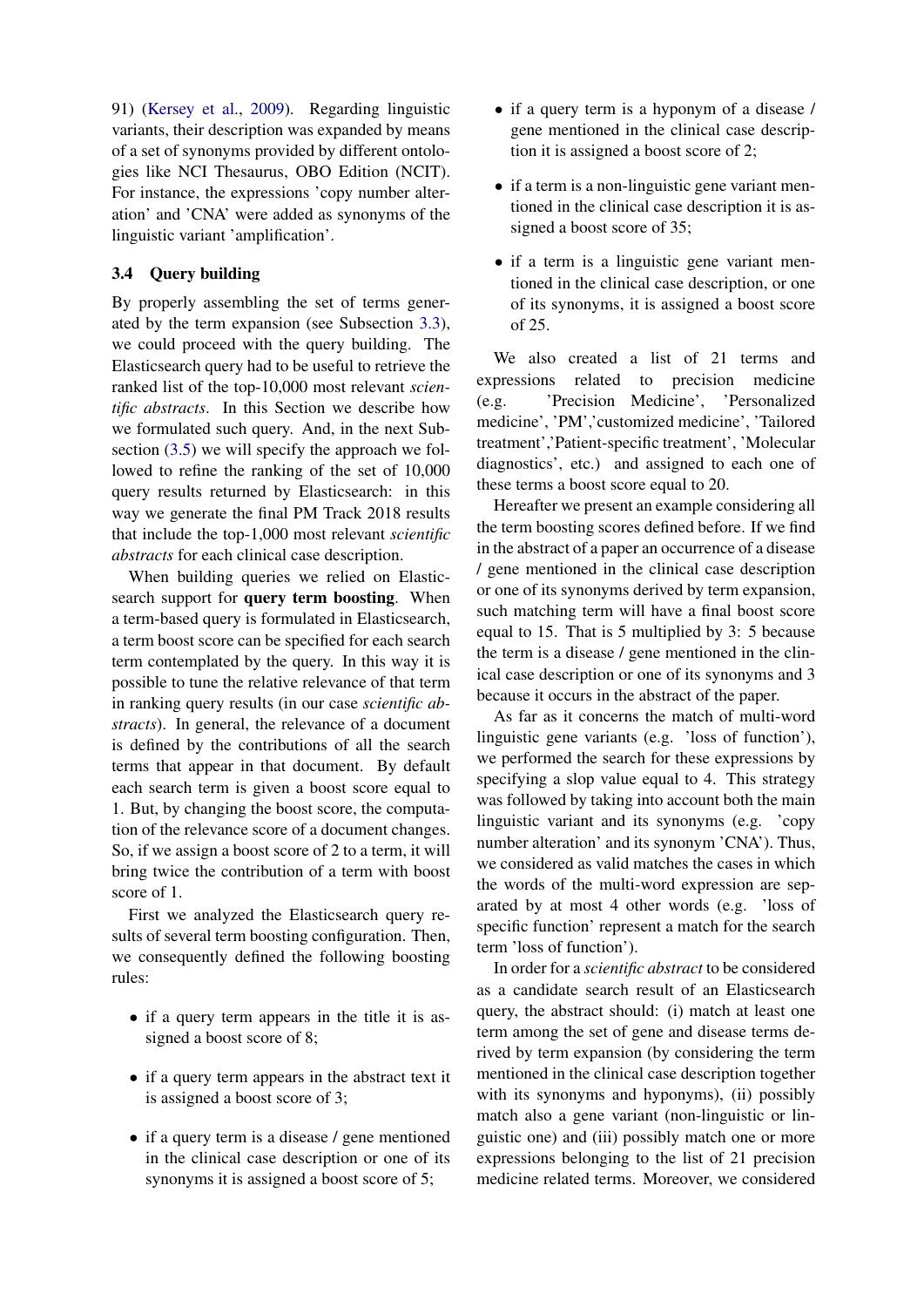91) (Kersey et al., 2009). Regarding linguistic variants, their description was expanded by means of a set of synonyms provided by different ontologies like NCI Thesaurus, OBO Edition (NCIT). For instance, the expressions 'copy number alteration' and 'CNA' were added as synonyms of the linguistic variant 'amplification'.

### 3.4 Query building

By properly assembling the set of terms generated by the term expansion (see Subsection 3.3), we could proceed with the query building. The Elasticsearch query had to be useful to retrieve the ranked list of the top-10,000 most relevant *scientific abstracts*. In this Section we describe how we formulated such query. And, in the next Subsection (3.5) we will specify the approach we followed to refine the ranking of the set of 10,000 query results returned by Elasticsearch: in this way we generate the final PM Track 2018 results that include the top-1,000 most relevant *scientific abstracts* for each clinical case description.

When building queries we relied on Elasticsearch support for **query term boosting**. When a term-based query is formulated in Elasticsearch, a term boost score can be specified for each search term contemplated by the query. In this way it is possible to tune the relative relevance of that term in ranking query results (in our case *scientific abstracts*). In general, the relevance of a document is defined by the contributions of all the search terms that appear in that document. By default each search term is given a boost score equal to 1. But, by changing the boost score, the computation of the relevance score of a document changes. So, if we assign a boost score of 2 to a term, it will bring twice the contribution of a term with boost score of 1.

First we analyzed the Elasticsearch query results of several term boosting configuration. Then, we consequently defined the following boosting rules:

- if a query term appears in the title it is assigned a boost score of 8;
- if a query term appears in the abstract text it is assigned a boost score of 3;
- if a query term is a disease / gene mentioned in the clinical case description or one of its synonyms it is assigned a boost score of 5;
- if a query term is a hyponym of a disease / gene mentioned in the clinical case description it is assigned a boost score of 2;
- if a term is a non-linguistic gene variant mentioned in the clinical case description it is assigned a boost score of 35;
- if a term is a linguistic gene variant mentioned in the clinical case description, or one of its synonyms, it is assigned a boost score of 25.

We also created a list of 21 terms and expressions related to precision medicine (e.g. 'Precision Medicine', 'Personalized medicine', 'PM','customized medicine', 'Tailored treatment','Patient-specific treatment', 'Molecular diagnostics', etc.) and assigned to each one of these terms a boost score equal to 20.

Hereafter we present an example considering all the term boosting scores defined before. If we find in the abstract of a paper an occurrence of a disease / gene mentioned in the clinical case description or one of its synonyms derived by term expansion, such matching term will have a final boost score equal to 15. That is 5 multiplied by 3: 5 because the term is a disease / gene mentioned in the clinical case description or one of its synonyms and 3 because it occurs in the abstract of the paper.

As far as it concerns the match of multi-word linguistic gene variants (e.g. 'loss of function'), we performed the search for these expressions by specifying a slop value equal to 4. This strategy was followed by taking into account both the main linguistic variant and its synonyms (e.g. 'copy number alteration' and its synonym 'CNA'). Thus, we considered as valid matches the cases in which the words of the multi-word expression are separated by at most 4 other words (e.g. 'loss of specific function' represent a match for the search term 'loss of function').

In order for a *scientific abstract* to be considered as a candidate search result of an Elasticsearch query, the abstract should: (i) match at least one term among the set of gene and disease terms derived by term expansion (by considering the term mentioned in the clinical case description together with its synonyms and hyponyms), (ii) possibly match also a gene variant (non-linguistic or linguistic one) and (iii) possibly match one or more expressions belonging to the list of 21 precision medicine related terms. Moreover, we considered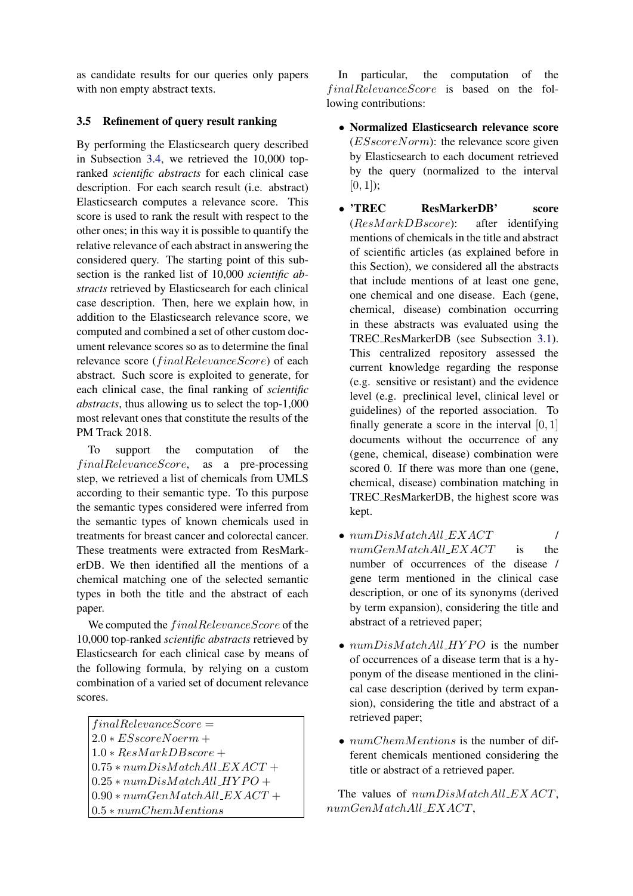as candidate results for our queries only papers with non empty abstract texts.

### 3.5 Refinement of query result ranking

By performing the Elasticsearch query described in Subsection 3.4, we retrieved the 10,000 top-ranked *scientific abstracts* for each clinical case description. For each search result (i.e. abstract) Elasticsearch computes a relevance score. This score is used to rank the result with respect to the other ones; in this way it is possible to quantify the relative relevance of each abstract in answering the considered query. The starting point of this subsection is the ranked list of 10,000 *scientific abstracts* retrieved by Elasticsearch for each clinical case description. Then, here we explain how, in addition to the Elasticsearch relevance score, we computed and combined a set of other custom document relevance scores so as to determine the final relevance score ($finalRelevanceScore$) of each abstract. Such score is exploited to generate, for each clinical case, the final ranking of *scientific abstracts*, thus allowing us to select the top-1,000 most relevant ones that constitute the results of the PM Track 2018.

To support the computation of the $finalRelevanceScore$, as a pre-processing step, we retrieved a list of chemicals from UMLS according to their semantic type. To this purpose the semantic types considered were inferred from the semantic types of known chemicals used in treatments for breast cancer and colorectal cancer. These treatments were extracted from ResMarkerDB. We then identified all the mentions of a chemical matching one of the selected semantic types in both the title and the abstract of each paper.

We computed the $finalRelevanceScore$ of the 10,000 top-ranked *scientific abstracts* retrieved by Elasticsearch for each clinical case by means of the following formula, by relying on a custom combination of a varied set of document relevance scores.

$$
\begin{aligned}
&finalRelevanceScore = \\
&2.0 * ESscoreNoerm + \\
&1.0 * ResMarkDBscore + \\
&0.75 * numDisMatchAll\_EXACT + \\
&0.25 * numDisMatchAll\_HYPO + \\
&0.90 * numGenMatchAll\_EXACT + \\
&0.5 * numChemMentions
\end{aligned}
$$

In particular, the computation of the $finalRelevanceScore$ is based on the following contributions:

- **Normalized Elasticsearch relevance score** ($ESscoreNorm$): the relevance score given by Elasticsearch to each document retrieved by the query (normalized to the interval $[0, 1]$);
- **'TREC ResMarkerDB' score** ($ResMarkDBscore$): after identifying mentions of chemicals in the title and abstract of scientific articles (as explained before in this Section), we considered all the abstracts that include mentions of at least one gene, one chemical and one disease. Each (gene, chemical, disease) combination occurring in these abstracts was evaluated using the TREC_ResMarkerDB (see Subsection 3.1). This centralized repository assessed the current knowledge regarding the response (e.g. sensitive or resistant) and the evidence level (e.g. preclinical level, clinical level or guidelines) of the reported association. To finally generate a score in the interval $[0, 1]$ documents without the occurrence of any (gene, chemical, disease) combination were scored 0. If there was more than one (gene, chemical, disease) combination matching in TREC_ResMarkerDB, the highest score was kept.
- $numDisMatchAll\_EXACT$ / $numGenMatchAll\_EXACT$ is the number of occurrences of the disease / gene term mentioned in the clinical case description, or one of its synonyms (derived by term expansion), considering the title and abstract of a retrieved paper;
- $numDisMatchAll\_HYPO$ is the number of occurrences of a disease term that is a hyponym of the disease mentioned in the clinical case description (derived by term expansion), considering the title and abstract of a retrieved paper;
- $numChemMentions$ is the number of different chemicals mentioned considering the title or abstract of a retrieved paper.

The values of $numDisMatchAll\_EXACT$, $numGenMatchAll\_EXACT$,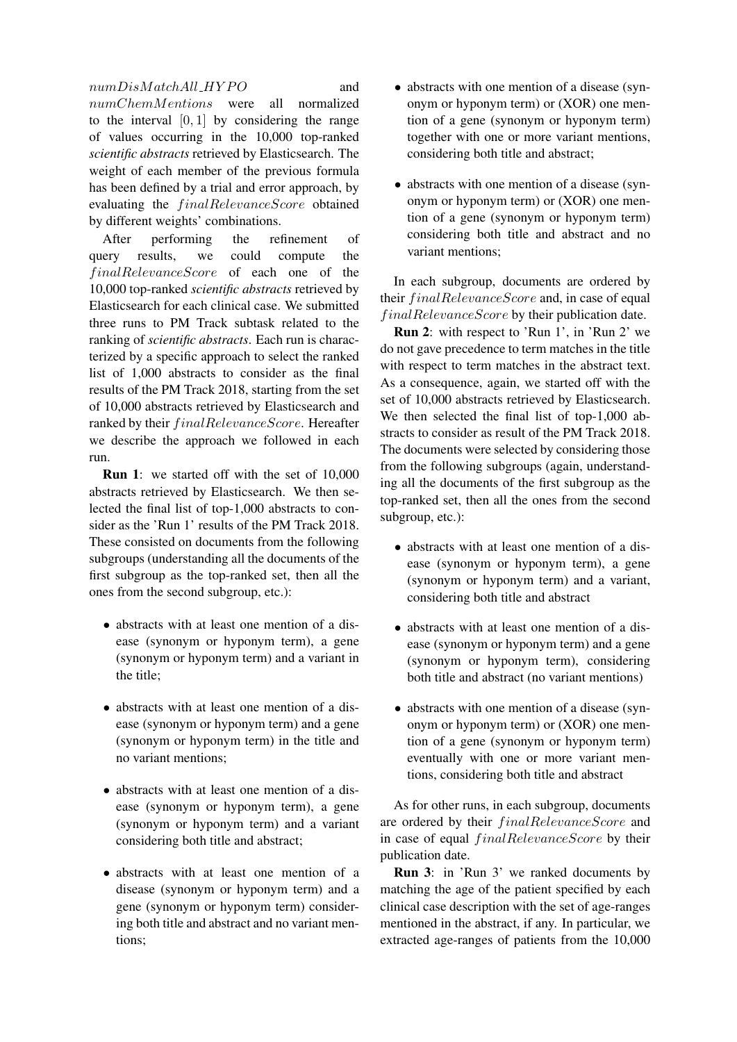$numDisMatchAll\_HYPO$ and $numChemMentions$ were all normalized to the interval $[0, 1]$ by considering the range of values occurring in the 10,000 top-ranked *scientific abstracts* retrieved by Elasticsearch. The weight of each member of the previous formula has been defined by a trial and error approach, by evaluating the $finalRelevanceScore$ obtained by different weights' combinations.

After performing the refinement of query results, we could compute the $finalRelevanceScore$ of each one of the 10,000 top-ranked *scientific abstracts* retrieved by Elasticsearch for each clinical case. We submitted three runs to PM Track subtask related to the ranking of *scientific abstracts*. Each run is characterized by a specific approach to select the ranked list of 1,000 abstracts to consider as the final results of the PM Track 2018, starting from the set of 10,000 abstracts retrieved by Elasticsearch and ranked by their $finalRelevanceScore$. Hereafter we describe the approach we followed in each run.

**Run 1**: we started off with the set of 10,000 abstracts retrieved by Elasticsearch. We then selected the final list of top-1,000 abstracts to consider as the 'Run 1' results of the PM Track 2018. These consisted on documents from the following subgroups (understanding all the documents of the first subgroup as the top-ranked set, then all the ones from the second subgroup, etc.):

- abstracts with at least one mention of a disease (synonym or hyponym term), a gene (synonym or hyponym term) and a variant in the title;
- abstracts with at least one mention of a disease (synonym or hyponym term) and a gene (synonym or hyponym term) in the title and no variant mentions;
- abstracts with at least one mention of a disease (synonym or hyponym term), a gene (synonym or hyponym term) and a variant considering both title and abstract;
- abstracts with at least one mention of a disease (synonym or hyponym term) and a gene (synonym or hyponym term) considering both title and abstract and no variant mentions;
- abstracts with one mention of a disease (synonym or hyponym term) or (XOR) one mention of a gene (synonym or hyponym term) together with one or more variant mentions, considering both title and abstract;
- abstracts with one mention of a disease (synonym or hyponym term) or (XOR) one mention of a gene (synonym or hyponym term) considering both title and abstract and no variant mentions;

In each subgroup, documents are ordered by their $finalRelevanceScore$ and, in case of equal $finalRelevanceScore$ by their publication date.

**Run 2**: with respect to 'Run 1', in 'Run 2' we do not gave precedence to term matches in the title with respect to term matches in the abstract text. As a consequence, again, we started off with the set of 10,000 abstracts retrieved by Elasticsearch. We then selected the final list of top-1,000 abstracts to consider as result of the PM Track 2018. The documents were selected by considering those from the following subgroups (again, understanding all the documents of the first subgroup as the top-ranked set, then all the ones from the second subgroup, etc.):

- abstracts with at least one mention of a disease (synonym or hyponym term), a gene (synonym or hyponym term) and a variant, considering both title and abstract
- abstracts with at least one mention of a disease (synonym or hyponym term) and a gene (synonym or hyponym term), considering both title and abstract (no variant mentions)
- abstracts with one mention of a disease (synonym or hyponym term) or (XOR) one mention of a gene (synonym or hyponym term) eventually with one or more variant mentions, considering both title and abstract

As for other runs, in each subgroup, documents are ordered by their $finalRelevanceScore$ and in case of equal $finalRelevanceScore$ by their publication date.

**Run 3**: in 'Run 3' we ranked documents by matching the age of the patient specified by each clinical case description with the set of age-ranges mentioned in the abstract, if any. In particular, we extracted age-ranges of patients from the 10,000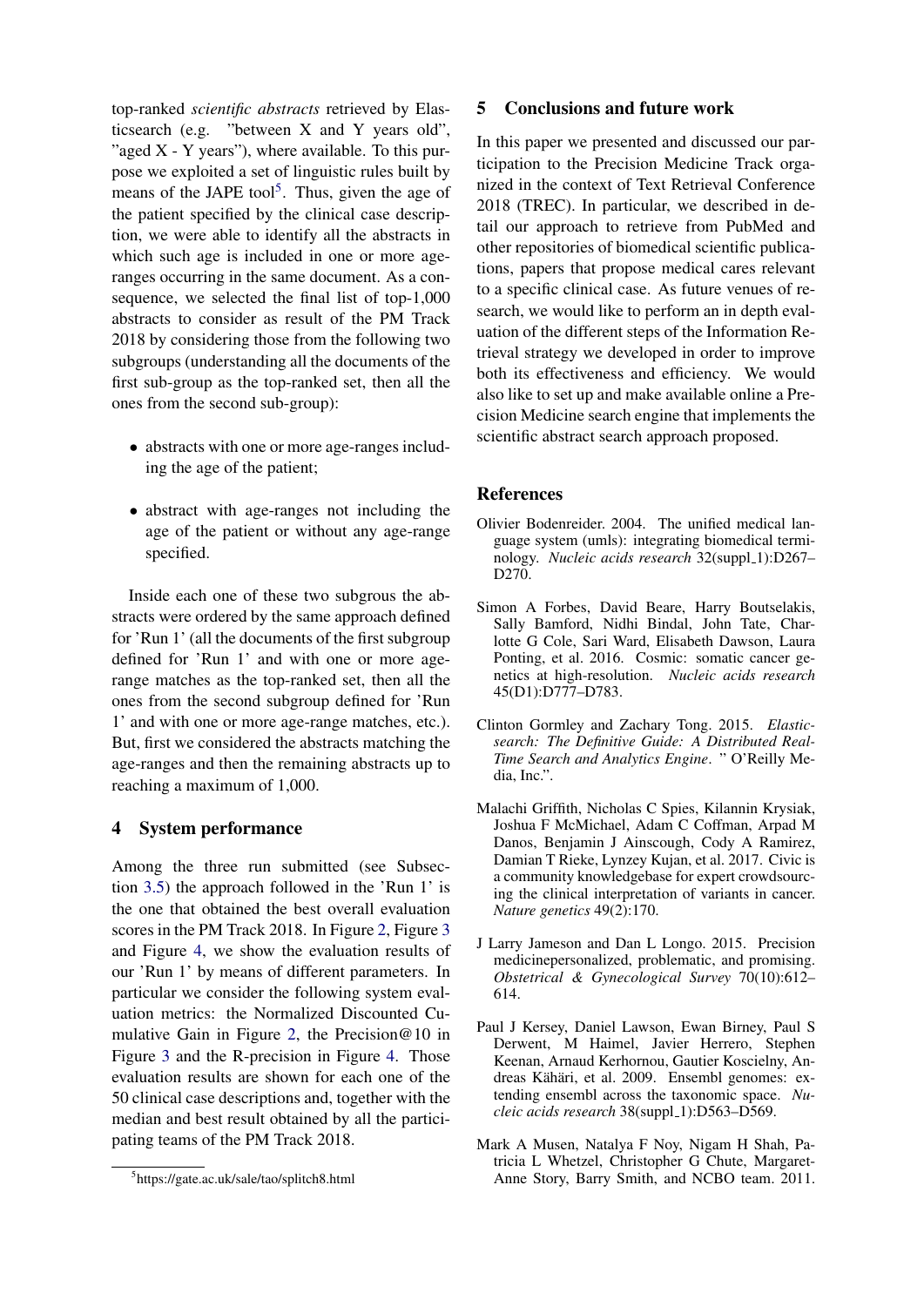top-ranked *scientific abstracts* retrieved by Elasticsearch (e.g. "between X and Y years old", "aged X - Y years"), where available. To this purpose we exploited a set of linguistic rules built by means of the JAPE tool[5]. Thus, given the age of the patient specified by the clinical case description, we were able to identify all the abstracts in which such age is included in one or more age-ranges occurring in the same document. As a consequence, we selected the final list of top-1,000 abstracts to consider as result of the PM Track 2018 by considering those from the following two subgroups (understanding all the documents of the first sub-group as the top-ranked set, then all the ones from the second sub-group):

- abstracts with one or more age-ranges including the age of the patient;
- abstract with age-ranges not including the age of the patient or without any age-range specified.

Inside each one of these two subgrous the abstracts were ordered by the same approach defined for 'Run 1' (all the documents of the first subgroup defined for 'Run 1' and with one or more age-range matches as the top-ranked set, then all the ones from the second subgroup defined for 'Run 1' and with one or more age-range matches, etc.). But, first we considered the abstracts matching the age-ranges and then the remaining abstracts up to reaching a maximum of 1,000.

## 4 System performance

Among the three run submitted (see Subsection 3.5) the approach followed in the 'Run 1' is the one that obtained the best overall evaluation scores in the PM Track 2018. In Figure 2, Figure 3 and Figure 4, we show the evaluation results of our 'Run 1' by means of different parameters. In particular we consider the following system evaluation metrics: the Normalized Discounted Cumulative Gain in Figure 2, the Precision@10 in Figure 3 and the R-precision in Figure 4. Those evaluation results are shown for each one of the 50 clinical case descriptions and, together with the median and best result obtained by all the participating teams of the PM Track 2018.

[5] https://gate.ac.uk/sale/tao/splitch8.html

## 5 Conclusions and future work

In this paper we presented and discussed our participation to the Precision Medicine Track organized in the context of Text Retrieval Conference 2018 (TREC). In particular, we described in detail our approach to retrieve from PubMed and other repositories of biomedical scientific publications, papers that propose medical cares relevant to a specific clinical case. As future venues of research, we would like to perform an in depth evaluation of the different steps of the Information Retrieval strategy we developed in order to improve both its effectiveness and efficiency. We would also like to set up and make available online a Precision Medicine search engine that implements the scientific abstract search approach proposed.

## References

Olivier Bodenreider. 2004. The unified medical language system (umls): integrating biomedical terminology. *Nucleic acids research* 32(suppl_1):D267–D270.

Simon A Forbes, David Beare, Harry Boutselakis, Sally Bamford, Nidhi Bindal, John Tate, Charlotte G Cole, Sari Ward, Elisabeth Dawson, Laura Ponting, et al. 2016. Cosmic: somatic cancer genetics at high-resolution. *Nucleic acids research* 45(D1):D777–D783.

Clinton Gormley and Zachary Tong. 2015. *Elasticsearch: The Definitive Guide: A Distributed Real-Time Search and Analytics Engine*. " O'Reilly Media, Inc.".

Malachi Griffith, Nicholas C Spies, Kilannin Krysiak, Joshua F McMichael, Adam C Coffman, Arpad M Danos, Benjamin J Ainscough, Cody A Ramirez, Damian T Rieke, Lynzey Kujan, et al. 2017. Civic is a community knowledgebase for expert crowdsourcing the clinical interpretation of variants in cancer. *Nature genetics* 49(2):170.

J Larry Jameson and Dan L Longo. 2015. Precision medicinepersonalized, problematic, and promising. *Obstetrical & Gynecological Survey* 70(10):612–614.

Paul J Kersey, Daniel Lawson, Ewan Birney, Paul S Derwent, M Haimel, Javier Herrero, Stephen Keenan, Arnaud Kerhornou, Gautier Koscielny, Andreas Kähäri, et al. 2009. Ensembl genomes: extending ensembl across the taxonomic space. *Nucleic acids research* 38(suppl_1):D563–D569.

Mark A Musen, Natalya F Noy, Nigam H Shah, Patricia L Whetzel, Christopher G Chute, Margaret-Anne Story, Barry Smith, and NCBO team. 2011.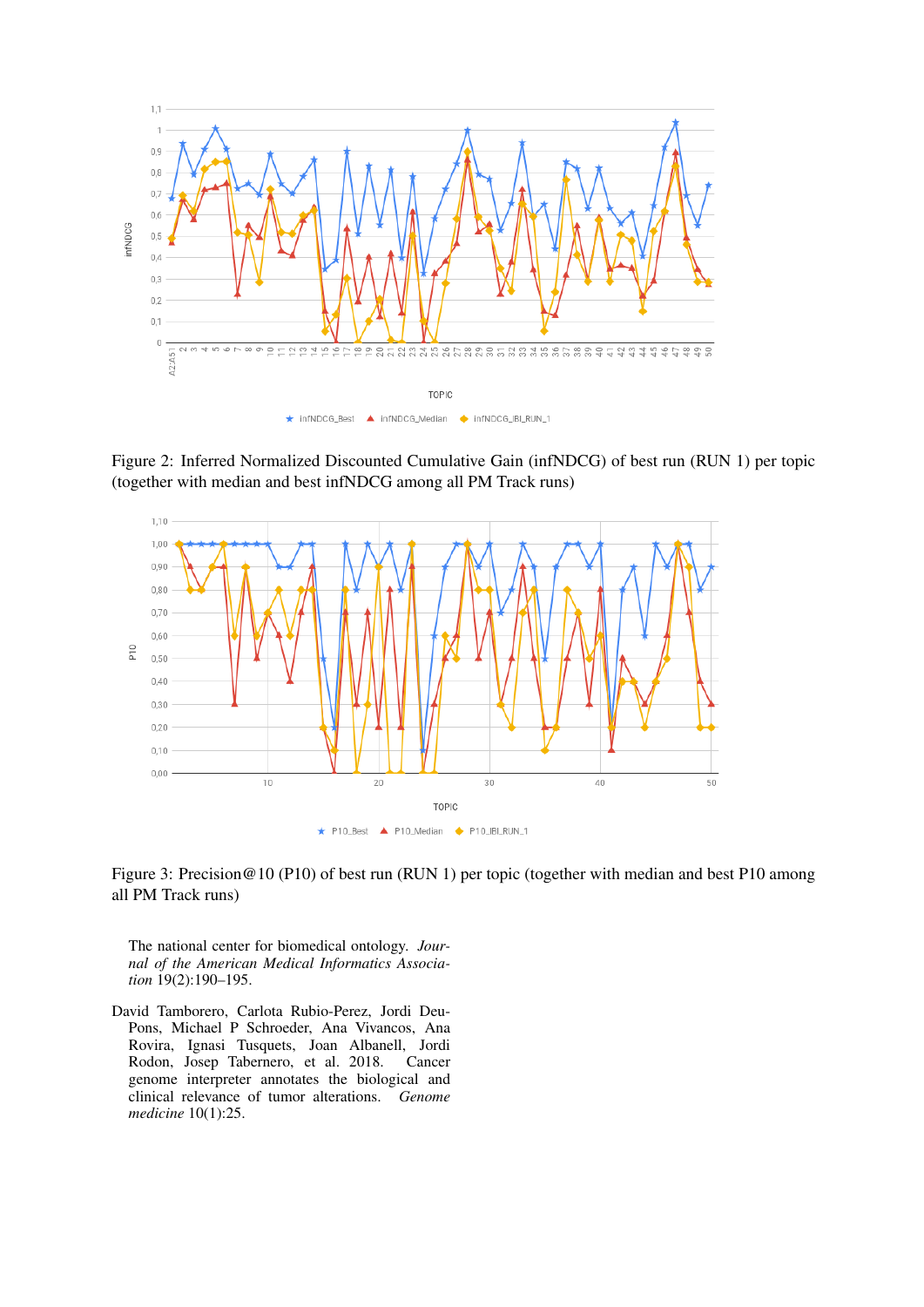Figure 2: Inferred Normalized Discounted Cumulative Gain (infNDCG) of best run (RUN 1) per topic (together with median and best infNDCG among all PM Track runs)

Figure 3: Precision@10 (P10) of best run (RUN 1) per topic (together with median and best P10 among all PM Track runs)

The national center for biomedical ontology. *Journal of the American Medical Informatics Association* 19(2):190–195.

David Tamborero, Carlota Rubio-Perez, Jordi Deu-Pons, Michael P Schroeder, Ana Vivancos, Ana Rovira, Ignasi Tusquets, Joan Albanell, Jordi Rodon, Josep Tabernero, et al. 2018. Cancer genome interpreter annotates the biological and clinical relevance of tumor alterations. *Genome medicine* 10(1):25.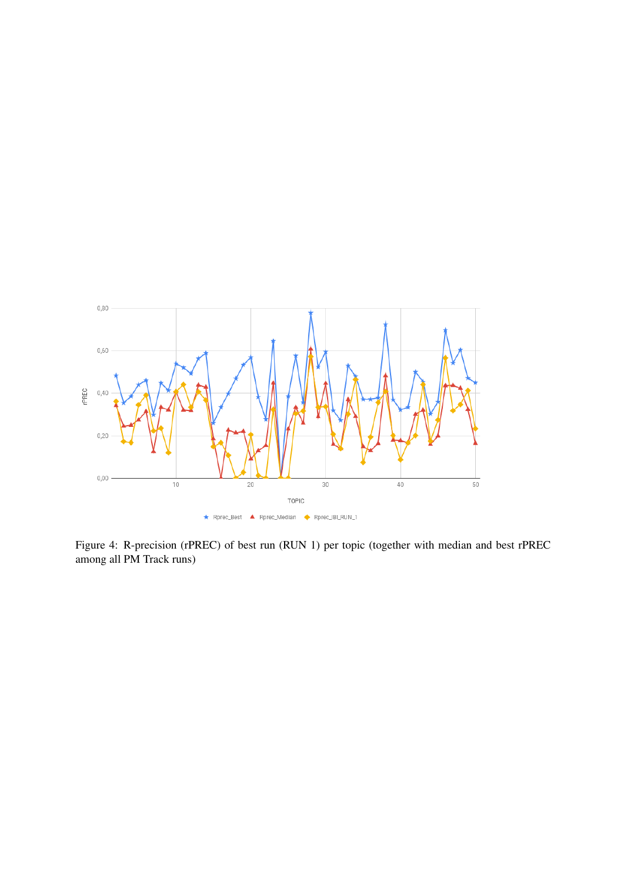0,80

0,60

0,40

0,20

0,00

rPREC

10

20

30

40

50

TOPIC

Rprec_Best Rprec_Median Rprec_JBI_RUN_1

Figure 4: R-precision (rPREC) of best run (RUN 1) per topic (together with median and best rPREC among all PM Track runs)